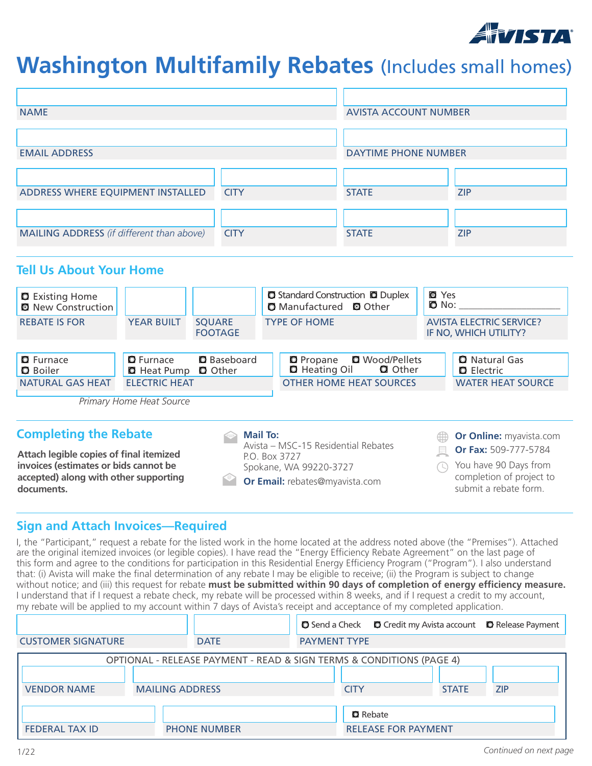AVISTA

# Washington Multifamily Rebates (Includes small homes)

| NAME | AVISTA ACCOUNT NUMBER |
|---|---|
| EMAIL ADDRESS | DAYTIME PHONE NUMBER |

| ADDRESS WHERE EQUIPMENT INSTALLED | CITY | STATE | ZIP |
|---|---|---|---|
| MAILING ADDRESS *(if different than above)* | CITY | STATE | ZIP |

## Tell Us About Your Home

| REBATE IS FOR | YEAR BUILT | SQUARE FOOTAGE | TYPE OF HOME | AVISTA ELECTRIC SERVICE? IF NO, WHICH UTILITY? |
|---|---|---|---|---|
| ☐ Existing Home ☐ New Construction | | | ☐ Standard Construction ☐ Duplex ☐ Manufactured ☐ Other | ☐ Yes ☐ No: ___________________ |

| NATURAL GAS HEAT | ELECTRIC HEAT | OTHER HOME HEAT SOURCES | WATER HEAT SOURCE |
|---|---|---|---|
| ☐ Furnace ☐ Boiler | ☐ Furnace ☐ Baseboard ☐ Heat Pump ☐ Other | ☐ Propane ☐ Wood/Pellets ☐ Heating Oil ☐ Other | ☐ Natural Gas ☐ Electric |

*Primary Home Heat Source*

## Completing the Rebate

**Attach legible copies of final itemized invoices (estimates or bids cannot be accepted) along with other supporting documents.**

**Mail To:**
Avista – MSC-15 Residential Rebates
P.O. Box 3727
Spokane, WA 99220-3727

**Or Email:** rebates@myavista.com

**Or Online:** myavista.com

**Or Fax:** 509-777-5784

You have 90 Days from completion of project to submit a rebate form.

## Sign and Attach Invoices—Required

I, the "Participant," request a rebate for the listed work in the home located at the address noted above (the "Premises"). Attached are the original itemized invoices (or legible copies). I have read the "Energy Efficiency Rebate Agreement" on the last page of this form and agree to the conditions for participation in this Residential Energy Efficiency Program ("Program"). I also understand that: (i) Avista will make the final determination of any rebate I may be eligible to receive; (ii) the Program is subject to change without notice; and (iii) this request for rebate **must be submitted within 90 days of completion of energy efficiency measure.** I understand that if I request a rebate check, my rebate will be processed within 8 weeks, and if I request a credit to my account, my rebate will be applied to my account within 7 days of Avista's receipt and acceptance of my completed application.

| CUSTOMER SIGNATURE | DATE | PAYMENT TYPE |
|---|---|---|
| | | ☐ Send a Check ☐ Credit my Avista account ☐ Release Payment |

OPTIONAL - RELEASE PAYMENT - READ & SIGN TERMS & CONDITIONS (PAGE 4)

| VENDOR NAME | MAILING ADDRESS | CITY | STATE | ZIP |
|---|---|---|---|---|

| FEDERAL TAX ID | PHONE NUMBER | RELEASE FOR PAYMENT |
|---|---|---|
| | | ☐ Rebate |

1/22

*Continued on next page*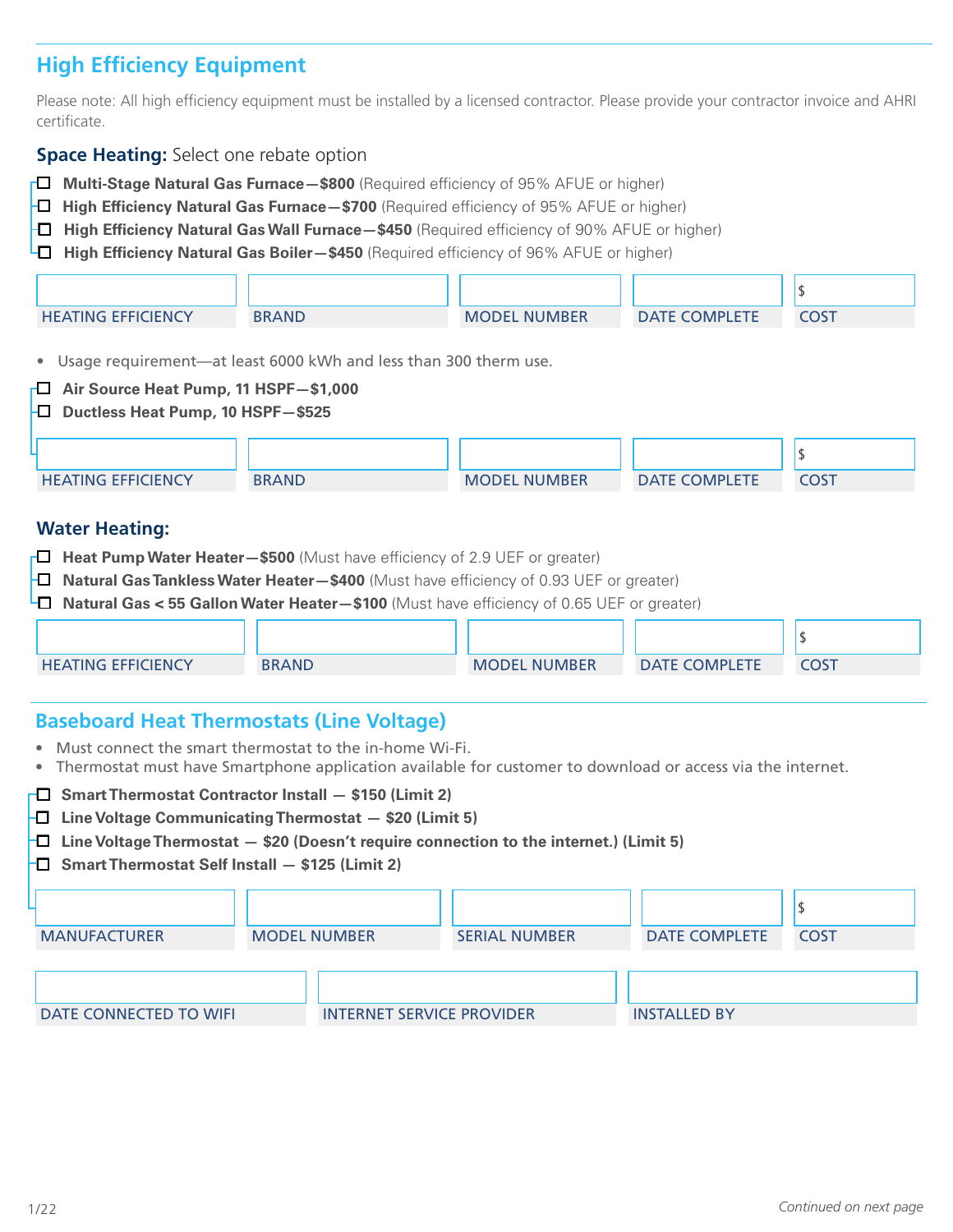## High Efficiency Equipment

Please note: All high efficiency equipment must be installed by a licensed contractor. Please provide your contractor invoice and AHRI certificate.

### Space Heating: Select one rebate option

- ☐ **Multi-Stage Natural Gas Furnace—$800** (Required efficiency of 95% AFUE or higher)
- ☐ **High Efficiency Natural Gas Furnace—$700** (Required efficiency of 95% AFUE or higher)
- ☐ **High Efficiency Natural Gas Wall Furnace—$450** (Required efficiency of 90% AFUE or higher)
- ☐ **High Efficiency Natural Gas Boiler—$450** (Required efficiency of 96% AFUE or higher)

| HEATING EFFICIENCY | BRAND | MODEL NUMBER | DATE COMPLETE | COST |
|---|---|---|---|---|
| | | | | $ |

- Usage requirement—at least 6000 kWh and less than 300 therm use.

- ☐ **Air Source Heat Pump, 11 HSPF—$1,000**
- ☐ **Ductless Heat Pump, 10 HSPF—$525**

| HEATING EFFICIENCY | BRAND | MODEL NUMBER | DATE COMPLETE | COST |
|---|---|---|---|---|
| | | | | $ |

### Water Heating:

- ☐ **Heat Pump Water Heater—$500** (Must have efficiency of 2.9 UEF or greater)
- ☐ **Natural Gas Tankless Water Heater—$400** (Must have efficiency of 0.93 UEF or greater)
- ☐ **Natural Gas < 55 Gallon Water Heater—$100** (Must have efficiency of 0.65 UEF or greater)

| HEATING EFFICIENCY | BRAND | MODEL NUMBER | DATE COMPLETE | COST |
|---|---|---|---|---|
| | | | | $ |

## Baseboard Heat Thermostats (Line Voltage)

- Must connect the smart thermostat to the in-home Wi-Fi.
- Thermostat must have Smartphone application available for customer to download or access via the internet.

- ☐ **Smart Thermostat Contractor Install — $150 (Limit 2)**
- ☐ **Line Voltage Communicating Thermostat — $20 (Limit 5)**
- ☐ **Line Voltage Thermostat — $20 (Doesn't require connection to the internet.) (Limit 5)**
- ☐ **Smart Thermostat Self Install — $125 (Limit 2)**

| MANUFACTURER | MODEL NUMBER | SERIAL NUMBER | DATE COMPLETE | COST |
|---|---|---|---|---|
| | | | | $ |

| DATE CONNECTED TO WIFI | INTERNET SERVICE PROVIDER | INSTALLED BY |
|---|---|---|
| | | |

*Continued on next page*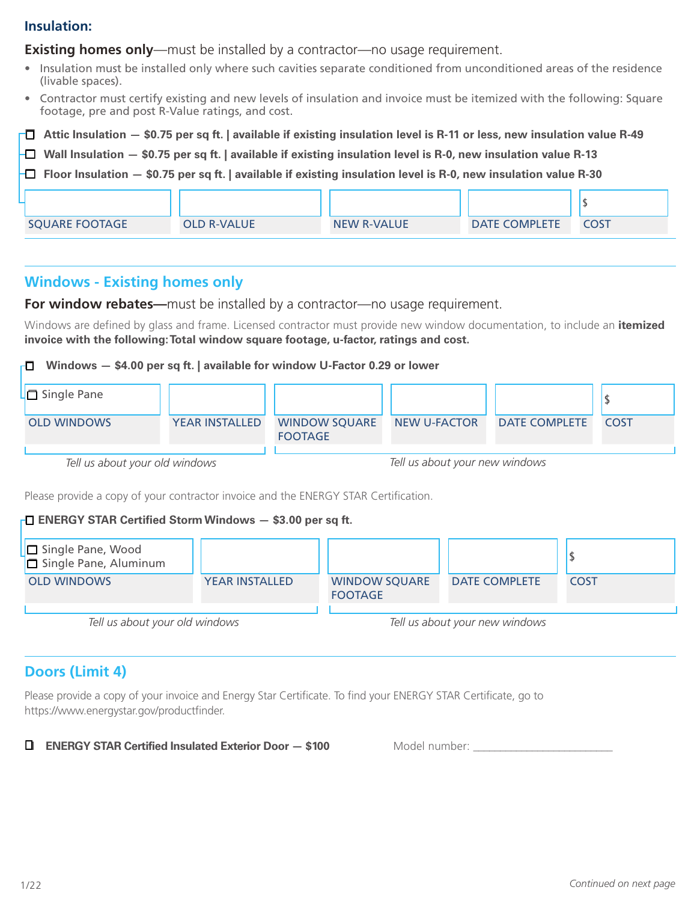### Insulation:

**Existing homes only**—must be installed by a contractor—no usage requirement.

- Insulation must be installed only where such cavities separate conditioned from unconditioned areas of the residence (livable spaces).
- Contractor must certify existing and new levels of insulation and invoice must be itemized with the following: Square footage, pre and post R-Value ratings, and cost.

☐ **Attic Insulation — $0.75 per sq ft. | available if existing insulation level is R-11 or less, new insulation value R-49**

☐ **Wall Insulation — $0.75 per sq ft. | available if existing insulation level is R-0, new insulation value R-13**

☐ **Floor Insulation — $0.75 per sq ft. | available if existing insulation level is R-0, new insulation value R-30**

| SQUARE FOOTAGE | OLD R-VALUE | NEW R-VALUE | DATE COMPLETE | COST |
|---|---|---|---|---|
| | | | | $ |

## Windows - Existing homes only

**For window rebates—**must be installed by a contractor—no usage requirement.

Windows are defined by glass and frame. Licensed contractor must provide new window documentation, to include an **itemized invoice with the following: Total window square footage, u-factor, ratings and cost.**

☐ **Windows — $4.00 per sq ft. | available for window U-Factor 0.29 or lower**

| OLD WINDOWS | YEAR INSTALLED | WINDOW SQUARE FOOTAGE | NEW U-FACTOR | DATE COMPLETE | COST |
|---|---|---|---|---|---|
| ☐ Single Pane | | | | | $ |

*Tell us about your old windows* — *Tell us about your new windows*

Please provide a copy of your contractor invoice and the ENERGY STAR Certification.

☐ **ENERGY STAR Certified Storm Windows — $3.00 per sq ft.**

| OLD WINDOWS | YEAR INSTALLED | WINDOW SQUARE FOOTAGE | DATE COMPLETE | COST |
|---|---|---|---|---|
| ☐ Single Pane, Wood<br>☐ Single Pane, Aluminum | | | | $ |

*Tell us about your old windows* — *Tell us about your new windows*

## Doors (Limit 4)

Please provide a copy of your invoice and Energy Star Certificate. To find your ENERGY STAR Certificate, go to https://www.energystar.gov/productfinder.

☐ **ENERGY STAR Certified Insulated Exterior Door — $100** Model number: ________________________

*Continued on next page*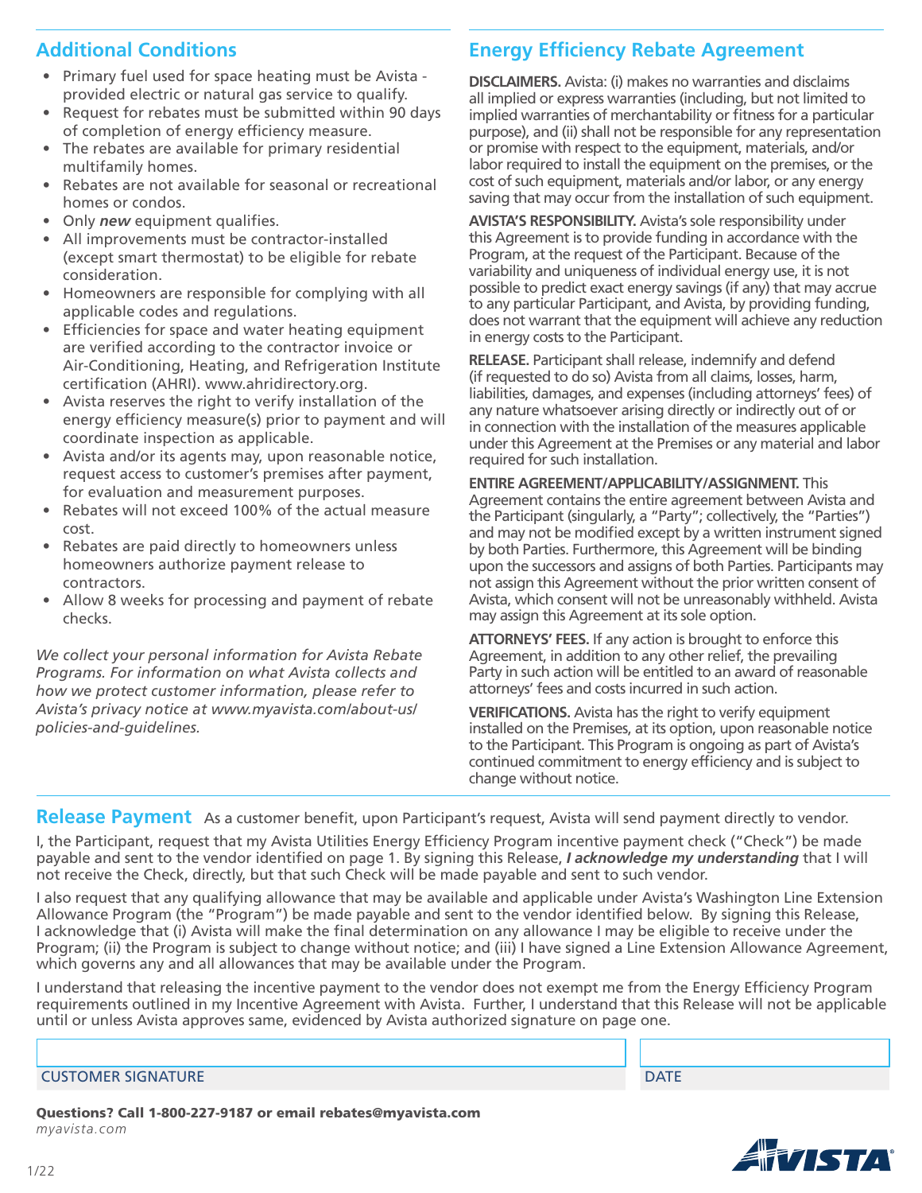## Additional Conditions

- Primary fuel used for space heating must be Avista - provided electric or natural gas service to qualify.
- Request for rebates must be submitted within 90 days of completion of energy efficiency measure.
- The rebates are available for primary residential multifamily homes.
- Rebates are not available for seasonal or recreational homes or condos.
- Only ***new*** equipment qualifies.
- All improvements must be contractor-installed (except smart thermostat) to be eligible for rebate consideration.
- Homeowners are responsible for complying with all applicable codes and regulations.
- Efficiencies for space and water heating equipment are verified according to the contractor invoice or Air-Conditioning, Heating, and Refrigeration Institute certification (AHRI). www.ahridirectory.org.
- Avista reserves the right to verify installation of the energy efficiency measure(s) prior to payment and will coordinate inspection as applicable.
- Avista and/or its agents may, upon reasonable notice, request access to customer's premises after payment, for evaluation and measurement purposes.
- Rebates will not exceed 100% of the actual measure cost.
- Rebates are paid directly to homeowners unless homeowners authorize payment release to contractors.
- Allow 8 weeks for processing and payment of rebate checks.

*We collect your personal information for Avista Rebate Programs. For information on what Avista collects and how we protect customer information, please refer to Avista's privacy notice at www.myavista.com/about-us/policies-and-guidelines.*

## Energy Efficiency Rebate Agreement

**DISCLAIMERS.** Avista: (i) makes no warranties and disclaims all implied or express warranties (including, but not limited to implied warranties of merchantability or fitness for a particular purpose), and (ii) shall not be responsible for any representation or promise with respect to the equipment, materials, and/or labor required to install the equipment on the premises, or the cost of such equipment, materials and/or labor, or any energy saving that may occur from the installation of such equipment.

**AVISTA'S RESPONSIBILITY.** Avista's sole responsibility under this Agreement is to provide funding in accordance with the Program, at the request of the Participant. Because of the variability and uniqueness of individual energy use, it is not possible to predict exact energy savings (if any) that may accrue to any particular Participant, and Avista, by providing funding, does not warrant that the equipment will achieve any reduction in energy costs to the Participant.

**RELEASE.** Participant shall release, indemnify and defend (if requested to do so) Avista from all claims, losses, harm, liabilities, damages, and expenses (including attorneys' fees) of any nature whatsoever arising directly or indirectly out of or in connection with the installation of the measures applicable under this Agreement at the Premises or any material and labor required for such installation.

**ENTIRE AGREEMENT/APPLICABILITY/ASSIGNMENT.** This Agreement contains the entire agreement between Avista and the Participant (singularly, a "Party"; collectively, the "Parties") and may not be modified except by a written instrument signed by both Parties. Furthermore, this Agreement will be binding upon the successors and assigns of both Parties. Participants may not assign this Agreement without the prior written consent of Avista, which consent will not be unreasonably withheld. Avista may assign this Agreement at its sole option.

**ATTORNEYS' FEES.** If any action is brought to enforce this Agreement, in addition to any other relief, the prevailing Party in such action will be entitled to an award of reasonable attorneys' fees and costs incurred in such action.

**VERIFICATIONS.** Avista has the right to verify equipment installed on the Premises, at its option, upon reasonable notice to the Participant. This Program is ongoing as part of Avista's continued commitment to energy efficiency and is subject to change without notice.

## Release Payment

As a customer benefit, upon Participant's request, Avista will send payment directly to vendor.

I, the Participant, request that my Avista Utilities Energy Efficiency Program incentive payment check ("Check") be made payable and sent to the vendor identified on page 1. By signing this Release, ***I acknowledge my understanding*** that I will not receive the Check, directly, but that such Check will be made payable and sent to such vendor.

I also request that any qualifying allowance that may be available and applicable under Avista's Washington Line Extension Allowance Program (the "Program") be made payable and sent to the vendor identified below. By signing this Release, I acknowledge that (i) Avista will make the final determination on any allowance I may be eligible to receive under the Program; (ii) the Program is subject to change without notice; and (iii) I have signed a Line Extension Allowance Agreement, which governs any and all allowances that may be available under the Program.

I understand that releasing the incentive payment to the vendor does not exempt me from the Energy Efficiency Program requirements outlined in my Incentive Agreement with Avista. Further, I understand that this Release will not be applicable until or unless Avista approves same, evidenced by Avista authorized signature on page one.

| | |
|---|---|
| CUSTOMER SIGNATURE | DATE |

**Questions? Call 1-800-227-9187 or email rebates@myavista.com**
*myavista.com*

AVISTA

1/22